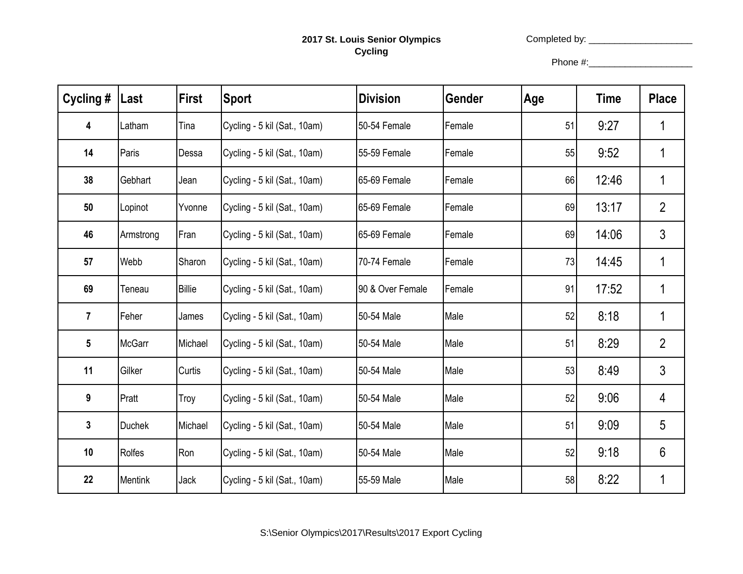# 2017 St. Louis Senior Olympics
## Cycling

Completed by: ____________________

Phone #:____________________

| Cycling # | Last | First | Sport | Division | Gender | Age | Time | Place |
|---|---|---|---|---|---|---|---|---|
| 4 | Latham | Tina | Cycling - 5 kil (Sat., 10am) | 50-54 Female | Female | 51 | 9:27 | 1 |
| 14 | Paris | Dessa | Cycling - 5 kil (Sat., 10am) | 55-59 Female | Female | 55 | 9:52 | 1 |
| 38 | Gebhart | Jean | Cycling - 5 kil (Sat., 10am) | 65-69 Female | Female | 66 | 12:46 | 1 |
| 50 | Lopinot | Yvonne | Cycling - 5 kil (Sat., 10am) | 65-69 Female | Female | 69 | 13:17 | 2 |
| 46 | Armstrong | Fran | Cycling - 5 kil (Sat., 10am) | 65-69 Female | Female | 69 | 14:06 | 3 |
| 57 | Webb | Sharon | Cycling - 5 kil (Sat., 10am) | 70-74 Female | Female | 73 | 14:45 | 1 |
| 69 | Teneau | Billie | Cycling - 5 kil (Sat., 10am) | 90 & Over Female | Female | 91 | 17:52 | 1 |
| 7 | Feher | James | Cycling - 5 kil (Sat., 10am) | 50-54 Male | Male | 52 | 8:18 | 1 |
| 5 | McGarr | Michael | Cycling - 5 kil (Sat., 10am) | 50-54 Male | Male | 51 | 8:29 | 2 |
| 11 | Gilker | Curtis | Cycling - 5 kil (Sat., 10am) | 50-54 Male | Male | 53 | 8:49 | 3 |
| 9 | Pratt | Troy | Cycling - 5 kil (Sat., 10am) | 50-54 Male | Male | 52 | 9:06 | 4 |
| 3 | Duchek | Michael | Cycling - 5 kil (Sat., 10am) | 50-54 Male | Male | 51 | 9:09 | 5 |
| 10 | Rolfes | Ron | Cycling - 5 kil (Sat., 10am) | 50-54 Male | Male | 52 | 9:18 | 6 |
| 22 | Mentink | Jack | Cycling - 5 kil (Sat., 10am) | 55-59 Male | Male | 58 | 8:22 | 1 |

S:\Senior Olympics\2017\Results\2017 Export Cycling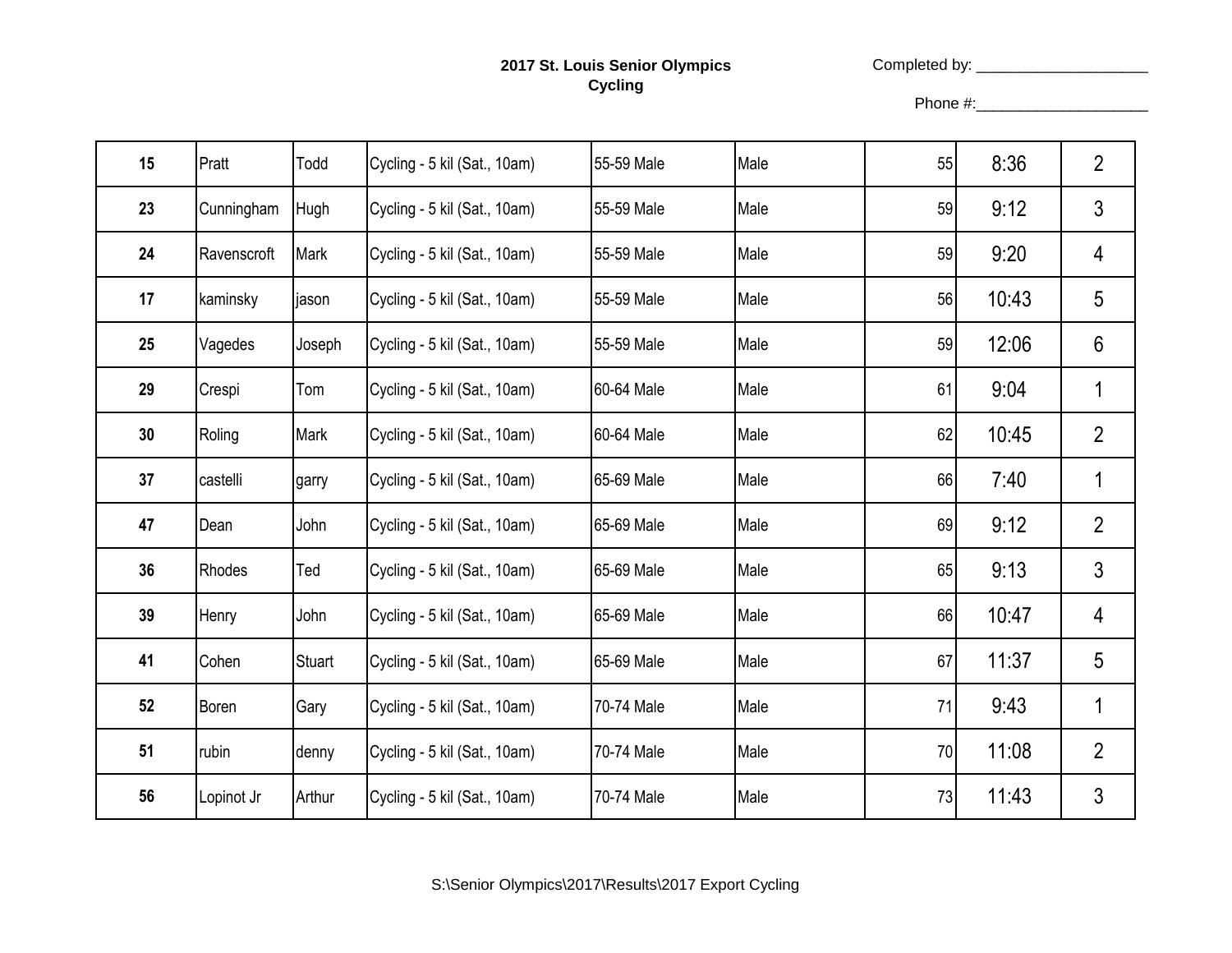**2017 St. Louis Senior Olympics**
**Cycling**

Completed by: ____________________

Phone #:____________________

| | | | | | | | | |
|---|---|---|---|---|---|---|---|---|
| **15** | Pratt | Todd | Cycling - 5 kil (Sat., 10am) | 55-59 Male | Male | 55 | 8:36 | 2 |
| **23** | Cunningham | Hugh | Cycling - 5 kil (Sat., 10am) | 55-59 Male | Male | 59 | 9:12 | 3 |
| **24** | Ravenscroft | Mark | Cycling - 5 kil (Sat., 10am) | 55-59 Male | Male | 59 | 9:20 | 4 |
| **17** | kaminsky | jason | Cycling - 5 kil (Sat., 10am) | 55-59 Male | Male | 56 | 10:43 | 5 |
| **25** | Vagedes | Joseph | Cycling - 5 kil (Sat., 10am) | 55-59 Male | Male | 59 | 12:06 | 6 |
| **29** | Crespi | Tom | Cycling - 5 kil (Sat., 10am) | 60-64 Male | Male | 61 | 9:04 | 1 |
| **30** | Roling | Mark | Cycling - 5 kil (Sat., 10am) | 60-64 Male | Male | 62 | 10:45 | 2 |
| **37** | castelli | garry | Cycling - 5 kil (Sat., 10am) | 65-69 Male | Male | 66 | 7:40 | 1 |
| **47** | Dean | John | Cycling - 5 kil (Sat., 10am) | 65-69 Male | Male | 69 | 9:12 | 2 |
| **36** | Rhodes | Ted | Cycling - 5 kil (Sat., 10am) | 65-69 Male | Male | 65 | 9:13 | 3 |
| **39** | Henry | John | Cycling - 5 kil (Sat., 10am) | 65-69 Male | Male | 66 | 10:47 | 4 |
| **41** | Cohen | Stuart | Cycling - 5 kil (Sat., 10am) | 65-69 Male | Male | 67 | 11:37 | 5 |
| **52** | Boren | Gary | Cycling - 5 kil (Sat., 10am) | 70-74 Male | Male | 71 | 9:43 | 1 |
| **51** | rubin | denny | Cycling - 5 kil (Sat., 10am) | 70-74 Male | Male | 70 | 11:08 | 2 |
| **56** | Lopinot Jr | Arthur | Cycling - 5 kil (Sat., 10am) | 70-74 Male | Male | 73 | 11:43 | 3 |

S:\Senior Olympics\2017\Results\2017 Export Cycling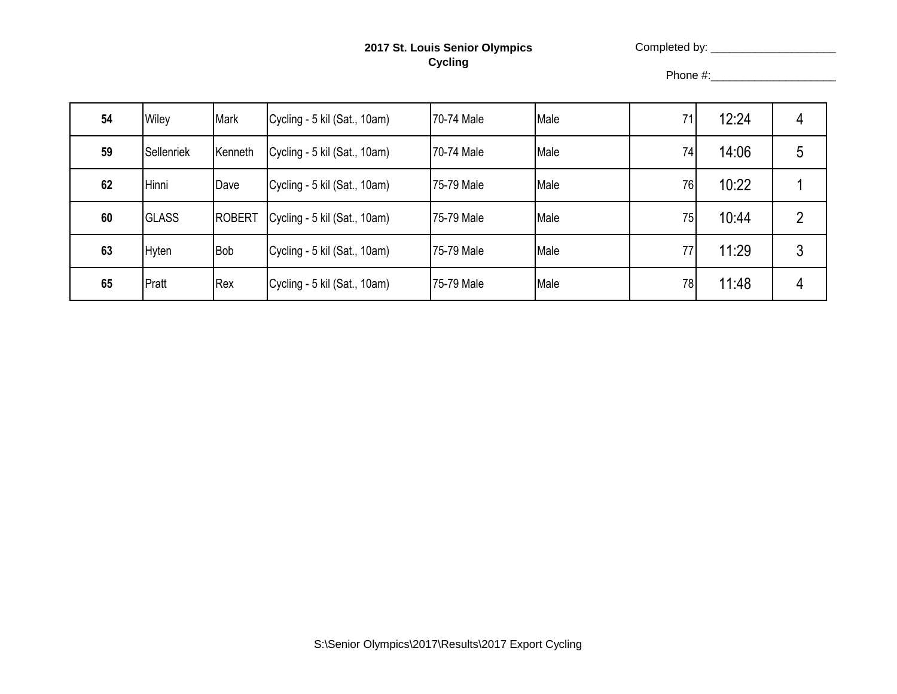**2017 St. Louis Senior Olympics**
**Cycling**

Completed by: ____________________

Phone #:____________________

| | | | | | | | | |
|---|---|---|---|---|---|---|---|---|
| **54** | Wiley | Mark | Cycling - 5 kil (Sat., 10am) | 70-74 Male | Male | 71 | 12:24 | 4 |
| **59** | Sellenriek | Kenneth | Cycling - 5 kil (Sat., 10am) | 70-74 Male | Male | 74 | 14:06 | 5 |
| **62** | Hinni | Dave | Cycling - 5 kil (Sat., 10am) | 75-79 Male | Male | 76 | 10:22 | 1 |
| **60** | GLASS | ROBERT | Cycling - 5 kil (Sat., 10am) | 75-79 Male | Male | 75 | 10:44 | 2 |
| **63** | Hyten | Bob | Cycling - 5 kil (Sat., 10am) | 75-79 Male | Male | 77 | 11:29 | 3 |
| **65** | Pratt | Rex | Cycling - 5 kil (Sat., 10am) | 75-79 Male | Male | 78 | 11:48 | 4 |

S:\Senior Olympics\2017\Results\2017 Export Cycling